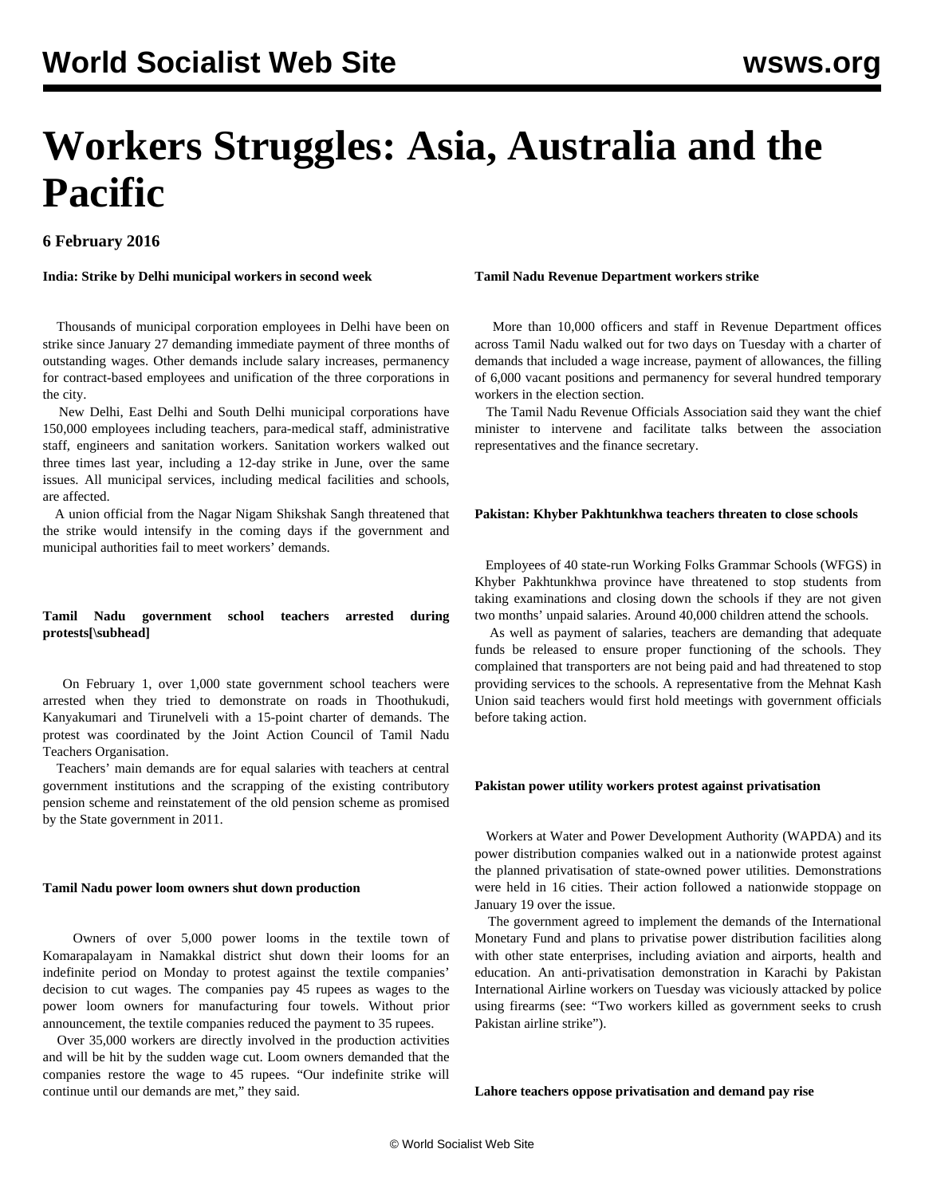# Workers Struggles: Asia, Australia and the Pacific

**6 February 2016**

**India: Strike by Delhi municipal workers in second week**

Thousands of municipal corporation employees in Delhi have been on strike since January 27 demanding immediate payment of three months of outstanding wages. Other demands include salary increases, permanency for contract-based employees and unification of the three corporations in the city.

New Delhi, East Delhi and South Delhi municipal corporations have 150,000 employees including teachers, para-medical staff, administrative staff, engineers and sanitation workers. Sanitation workers walked out three times last year, including a 12-day strike in June, over the same issues. All municipal services, including medical facilities and schools, are affected.

A union official from the Nagar Nigam Shikshak Sangh threatened that the strike would intensify in the coming days if the government and municipal authorities fail to meet workers' demands.

**Tamil Nadu government school teachers arrested during protests[\subhead]**

On February 1, over 1,000 state government school teachers were arrested when they tried to demonstrate on roads in Thoothukudi, Kanyakumari and Tirunelveli with a 15-point charter of demands. The protest was coordinated by the Joint Action Council of Tamil Nadu Teachers Organisation.

Teachers' main demands are for equal salaries with teachers at central government institutions and the scrapping of the existing contributory pension scheme and reinstatement of the old pension scheme as promised by the State government in 2011.

**Tamil Nadu power loom owners shut down production**

Owners of over 5,000 power looms in the textile town of Komarapalayam in Namakkal district shut down their looms for an indefinite period on Monday to protest against the textile companies' decision to cut wages. The companies pay 45 rupees as wages to the power loom owners for manufacturing four towels. Without prior announcement, the textile companies reduced the payment to 35 rupees.

Over 35,000 workers are directly involved in the production activities and will be hit by the sudden wage cut. Loom owners demanded that the companies restore the wage to 45 rupees. "Our indefinite strike will continue until our demands are met," they said.

**Tamil Nadu Revenue Department workers strike**

More than 10,000 officers and staff in Revenue Department offices across Tamil Nadu walked out for two days on Tuesday with a charter of demands that included a wage increase, payment of allowances, the filling of 6,000 vacant positions and permanency for several hundred temporary workers in the election section.

The Tamil Nadu Revenue Officials Association said they want the chief minister to intervene and facilitate talks between the association representatives and the finance secretary.

**Pakistan: Khyber Pakhtunkhwa teachers threaten to close schools**

Employees of 40 state-run Working Folks Grammar Schools (WFGS) in Khyber Pakhtunkhwa province have threatened to stop students from taking examinations and closing down the schools if they are not given two months' unpaid salaries. Around 40,000 children attend the schools.

As well as payment of salaries, teachers are demanding that adequate funds be released to ensure proper functioning of the schools. They complained that transporters are not being paid and had threatened to stop providing services to the schools. A representative from the Mehnat Kash Union said teachers would first hold meetings with government officials before taking action.

**Pakistan power utility workers protest against privatisation**

Workers at Water and Power Development Authority (WAPDA) and its power distribution companies walked out in a nationwide protest against the planned privatisation of state-owned power utilities. Demonstrations were held in 16 cities. Their action followed a nationwide stoppage on January 19 over the issue.

The government agreed to implement the demands of the International Monetary Fund and plans to privatise power distribution facilities along with other state enterprises, including aviation and airports, health and education. An anti-privatisation demonstration in Karachi by Pakistan International Airline workers on Tuesday was viciously attacked by police using firearms (see: "Two workers killed as government seeks to crush Pakistan airline strike").

**Lahore teachers oppose privatisation and demand pay rise**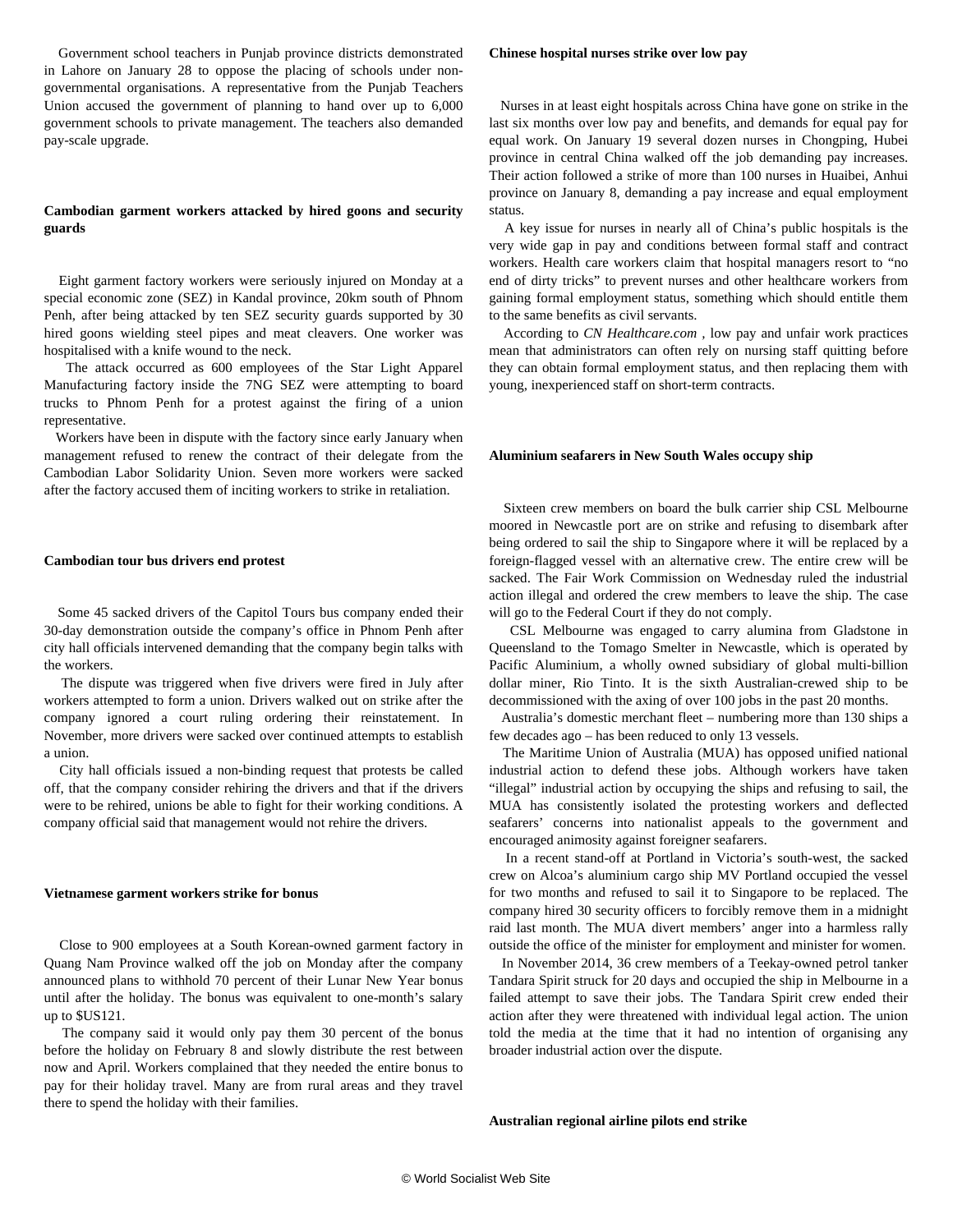Government school teachers in Punjab province districts demonstrated in Lahore on January 28 to oppose the placing of schools under non-governmental organisations. A representative from the Punjab Teachers Union accused the government of planning to hand over up to 6,000 government schools to private management. The teachers also demanded pay-scale upgrade.

**Cambodian garment workers attacked by hired goons and security guards**

Eight garment factory workers were seriously injured on Monday at a special economic zone (SEZ) in Kandal province, 20km south of Phnom Penh, after being attacked by ten SEZ security guards supported by 30 hired goons wielding steel pipes and meat cleavers. One worker was hospitalised with a knife wound to the neck.

The attack occurred as 600 employees of the Star Light Apparel Manufacturing factory inside the 7NG SEZ were attempting to board trucks to Phnom Penh for a protest against the firing of a union representative.

Workers have been in dispute with the factory since early January when management refused to renew the contract of their delegate from the Cambodian Labor Solidarity Union. Seven more workers were sacked after the factory accused them of inciting workers to strike in retaliation.

**Cambodian tour bus drivers end protest**

Some 45 sacked drivers of the Capitol Tours bus company ended their 30-day demonstration outside the company's office in Phnom Penh after city hall officials intervened demanding that the company begin talks with the workers.

The dispute was triggered when five drivers were fired in July after workers attempted to form a union. Drivers walked out on strike after the company ignored a court ruling ordering their reinstatement. In November, more drivers were sacked over continued attempts to establish a union.

City hall officials issued a non-binding request that protests be called off, that the company consider rehiring the drivers and that if the drivers were to be rehired, unions be able to fight for their working conditions. A company official said that management would not rehire the drivers.

**Vietnamese garment workers strike for bonus**

Close to 900 employees at a South Korean-owned garment factory in Quang Nam Province walked off the job on Monday after the company announced plans to withhold 70 percent of their Lunar New Year bonus until after the holiday. The bonus was equivalent to one-month's salary up to $US121.

The company said it would only pay them 30 percent of the bonus before the holiday on February 8 and slowly distribute the rest between now and April. Workers complained that they needed the entire bonus to pay for their holiday travel. Many are from rural areas and they travel there to spend the holiday with their families.

**Chinese hospital nurses strike over low pay**

Nurses in at least eight hospitals across China have gone on strike in the last six months over low pay and benefits, and demands for equal pay for equal work. On January 19 several dozen nurses in Chongping, Hubei province in central China walked off the job demanding pay increases. Their action followed a strike of more than 100 nurses in Huaibei, Anhui province on January 8, demanding a pay increase and equal employment status.

A key issue for nurses in nearly all of China's public hospitals is the very wide gap in pay and conditions between formal staff and contract workers. Health care workers claim that hospital managers resort to "no end of dirty tricks" to prevent nurses and other healthcare workers from gaining formal employment status, something which should entitle them to the same benefits as civil servants.

According to *CN Healthcare.com* , low pay and unfair work practices mean that administrators can often rely on nursing staff quitting before they can obtain formal employment status, and then replacing them with young, inexperienced staff on short-term contracts.

**Aluminium seafarers in New South Wales occupy ship**

Sixteen crew members on board the bulk carrier ship CSL Melbourne moored in Newcastle port are on strike and refusing to disembark after being ordered to sail the ship to Singapore where it will be replaced by a foreign-flagged vessel with an alternative crew. The entire crew will be sacked. The Fair Work Commission on Wednesday ruled the industrial action illegal and ordered the crew members to leave the ship. The case will go to the Federal Court if they do not comply.

CSL Melbourne was engaged to carry alumina from Gladstone in Queensland to the Tomago Smelter in Newcastle, which is operated by Pacific Aluminium, a wholly owned subsidiary of global multi-billion dollar miner, Rio Tinto. It is the sixth Australian-crewed ship to be decommissioned with the axing of over 100 jobs in the past 20 months.

Australia's domestic merchant fleet – numbering more than 130 ships a few decades ago – has been reduced to only 13 vessels.

The Maritime Union of Australia (MUA) has opposed unified national industrial action to defend these jobs. Although workers have taken "illegal" industrial action by occupying the ships and refusing to sail, the MUA has consistently isolated the protesting workers and deflected seafarers' concerns into nationalist appeals to the government and encouraged animosity against foreigner seafarers.

In a recent stand-off at Portland in Victoria's south-west, the sacked crew on Alcoa's aluminium cargo ship MV Portland occupied the vessel for two months and refused to sail it to Singapore to be replaced. The company hired 30 security officers to forcibly remove them in a midnight raid last month. The MUA divert members' anger into a harmless rally outside the office of the minister for employment and minister for women.

In November 2014, 36 crew members of a Teekay-owned petrol tanker Tandara Spirit struck for 20 days and occupied the ship in Melbourne in a failed attempt to save their jobs. The Tandara Spirit crew ended their action after they were threatened with individual legal action. The union told the media at the time that it had no intention of organising any broader industrial action over the dispute.

**Australian regional airline pilots end strike**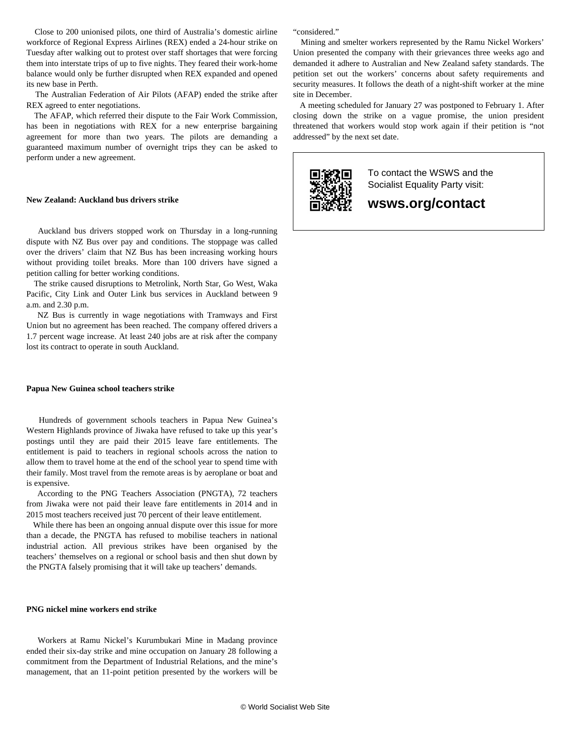Close to 200 unionised pilots, one third of Australia's domestic airline workforce of Regional Express Airlines (REX) ended a 24-hour strike on Tuesday after walking out to protest over staff shortages that were forcing them into interstate trips of up to five nights. They feared their work-home balance would only be further disrupted when REX expanded and opened its new base in Perth.

The Australian Federation of Air Pilots (AFAP) ended the strike after REX agreed to enter negotiations.

The AFAP, which referred their dispute to the Fair Work Commission, has been in negotiations with REX for a new enterprise bargaining agreement for more than two years. The pilots are demanding a guaranteed maximum number of overnight trips they can be asked to perform under a new agreement.

**New Zealand: Auckland bus drivers strike**

Auckland bus drivers stopped work on Thursday in a long-running dispute with NZ Bus over pay and conditions. The stoppage was called over the drivers' claim that NZ Bus has been increasing working hours without providing toilet breaks. More than 100 drivers have signed a petition calling for better working conditions.

The strike caused disruptions to Metrolink, North Star, Go West, Waka Pacific, City Link and Outer Link bus services in Auckland between 9 a.m. and 2.30 p.m.

NZ Bus is currently in wage negotiations with Tramways and First Union but no agreement has been reached. The company offered drivers a 1.7 percent wage increase. At least 240 jobs are at risk after the company lost its contract to operate in south Auckland.

**Papua New Guinea school teachers strike**

Hundreds of government schools teachers in Papua New Guinea's Western Highlands province of Jiwaka have refused to take up this year's postings until they are paid their 2015 leave fare entitlements. The entitlement is paid to teachers in regional schools across the nation to allow them to travel home at the end of the school year to spend time with their family. Most travel from the remote areas is by aeroplane or boat and is expensive.

According to the PNG Teachers Association (PNGTA), 72 teachers from Jiwaka were not paid their leave fare entitlements in 2014 and in 2015 most teachers received just 70 percent of their leave entitlement.

While there has been an ongoing annual dispute over this issue for more than a decade, the PNGTA has refused to mobilise teachers in national industrial action. All previous strikes have been organised by the teachers' themselves on a regional or school basis and then shut down by the PNGTA falsely promising that it will take up teachers' demands.

**PNG nickel mine workers end strike**

Workers at Ramu Nickel's Kurumbukari Mine in Madang province ended their six-day strike and mine occupation on January 28 following a commitment from the Department of Industrial Relations, and the mine's management, that an 11-point petition presented by the workers will be "considered."

Mining and smelter workers represented by the Ramu Nickel Workers' Union presented the company with their grievances three weeks ago and demanded it adhere to Australian and New Zealand safety standards. The petition set out the workers' concerns about safety requirements and security measures. It follows the death of a night-shift worker at the mine site in December.

A meeting scheduled for January 27 was postponed to February 1. After closing down the strike on a vague promise, the union president threatened that workers would stop work again if their petition is "not addressed" by the next set date.

To contact the WSWS and the Socialist Equality Party visit:

**wsws.org/contact**